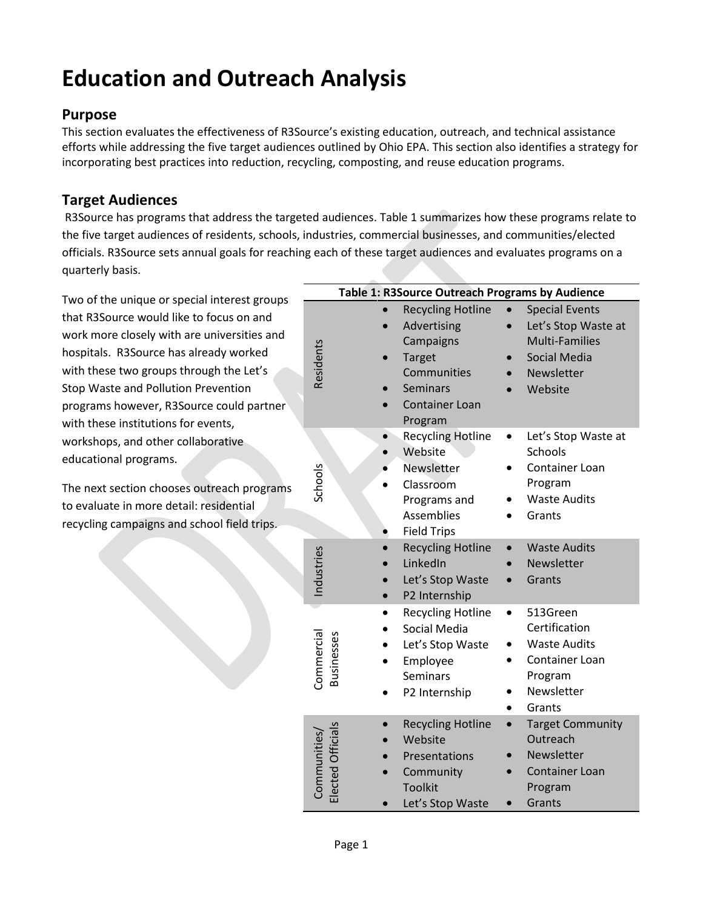# Education and Outreach Analysis

## Purpose

This section evaluates the effectiveness of R3Source's existing education, outreach, and technical assistance efforts while addressing the five target audiences outlined by Ohio EPA. This section also identifies a strategy for incorporating best practices into reduction, recycling, composting, and reuse education programs.

## Target Audiences

R3Source has programs that address the targeted audiences. Table 1 summarizes how these programs relate to the five target audiences of residents, schools, industries, commercial businesses, and communities/elected officials. R3Source sets annual goals for reaching each of these target audiences and evaluates programs on a quarterly basis.

Two of the unique or special interest groups that R3Source would like to focus on and work more closely with are universities and hospitals. R3Source has already worked with these two groups through the Let's Stop Waste and Pollution Prevention programs however, R3Source could partner with these institutions for events, workshops, and other collaborative educational programs.

The next section chooses outreach programs to evaluate in more detail: residential recycling campaigns and school field trips.

**Table 1: R3Source Outreach Programs by Audience**

| Audience | Programs | |
|---|---|---|
| Residents | • Recycling Hotline<br>• Advertising Campaigns<br>• Target Communities<br>• Seminars<br>• Container Loan Program | • Special Events<br>• Let's Stop Waste at Multi-Families<br>• Social Media<br>• Newsletter<br>• Website |
| Schools | • Recycling Hotline<br>• Website<br>• Newsletter<br>• Classroom Programs and Assemblies<br>• Field Trips | • Let's Stop Waste at Schools<br>• Container Loan Program<br>• Waste Audits<br>• Grants |
| Industries | • Recycling Hotline<br>• LinkedIn<br>• Let's Stop Waste<br>• P2 Internship | • Waste Audits<br>• Newsletter<br>• Grants |
| Commercial Businesses | • Recycling Hotline<br>• Social Media<br>• Let's Stop Waste<br>• Employee Seminars<br>• P2 Internship | • 513Green Certification<br>• Waste Audits<br>• Container Loan Program<br>• Newsletter<br>• Grants |
| Communities/ Elected Officials | • Recycling Hotline<br>• Website<br>• Presentations<br>• Community Toolkit<br>• Let's Stop Waste | • Target Community Outreach<br>• Newsletter<br>• Container Loan Program<br>• Grants |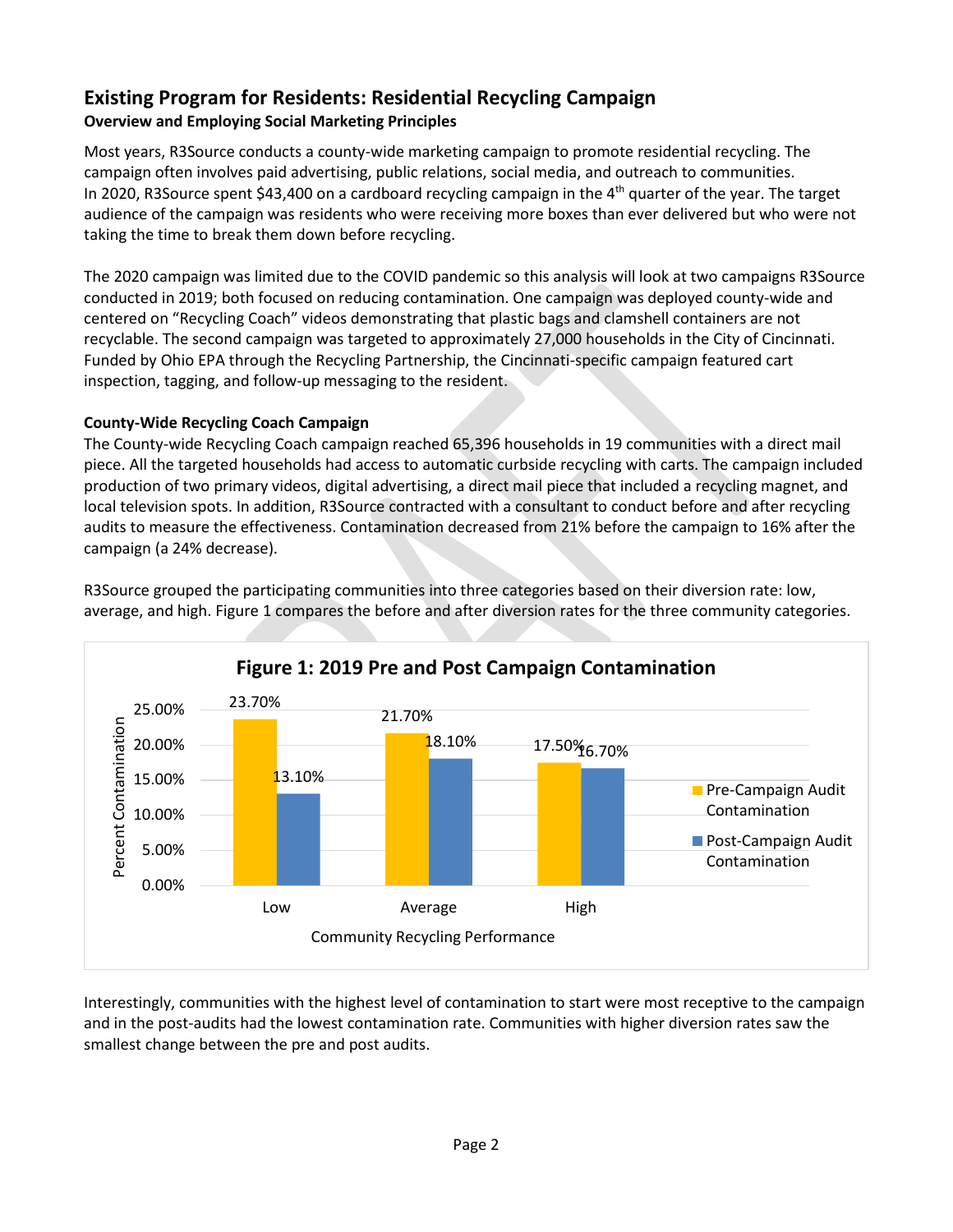## Existing Program for Residents: Residential Recycling Campaign

### Overview and Employing Social Marketing Principles

Most years, R3Source conducts a county-wide marketing campaign to promote residential recycling. The campaign often involves paid advertising, public relations, social media, and outreach to communities. In 2020, R3Source spent $43,400 on a cardboard recycling campaign in the 4th quarter of the year. The target audience of the campaign was residents who were receiving more boxes than ever delivered but who were not taking the time to break them down before recycling.

The 2020 campaign was limited due to the COVID pandemic so this analysis will look at two campaigns R3Source conducted in 2019; both focused on reducing contamination. One campaign was deployed county-wide and centered on "Recycling Coach" videos demonstrating that plastic bags and clamshell containers are not recyclable. The second campaign was targeted to approximately 27,000 households in the City of Cincinnati. Funded by Ohio EPA through the Recycling Partnership, the Cincinnati-specific campaign featured cart inspection, tagging, and follow-up messaging to the resident.

### County-Wide Recycling Coach Campaign

The County-wide Recycling Coach campaign reached 65,396 households in 19 communities with a direct mail piece. All the targeted households had access to automatic curbside recycling with carts. The campaign included production of two primary videos, digital advertising, a direct mail piece that included a recycling magnet, and local television spots. In addition, R3Source contracted with a consultant to conduct before and after recycling audits to measure the effectiveness. Contamination decreased from 21% before the campaign to 16% after the campaign (a 24% decrease).

R3Source grouped the participating communities into three categories based on their diversion rate: low, average, and high. Figure 1 compares the before and after diversion rates for the three community categories.

**Figure 1: 2019 Pre and Post Campaign Contamination**

| Community Recycling Performance | Pre-Campaign Audit Contamination | Post-Campaign Audit Contamination |
|---|---|---|
| Low | 23.70% | 13.10% |
| Average | 21.70% | 18.10% |
| High | 17.50% | 16.70% |

Interestingly, communities with the highest level of contamination to start were most receptive to the campaign and in the post-audits had the lowest contamination rate. Communities with higher diversion rates saw the smallest change between the pre and post audits.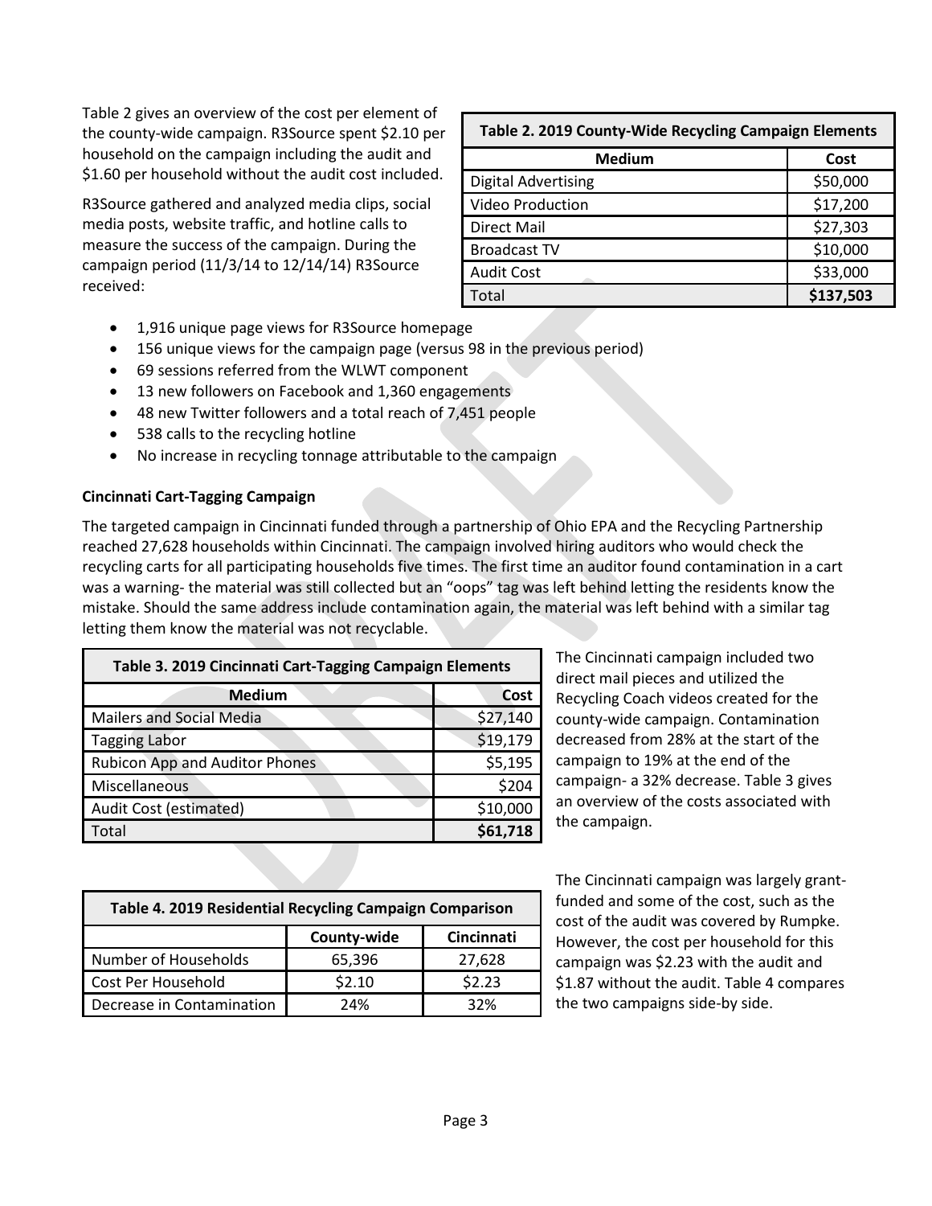Table 2 gives an overview of the cost per element of the county-wide campaign. R3Source spent $2.10 per household on the campaign including the audit and $1.60 per household without the audit cost included.

| Table 2. 2019 County-Wide Recycling Campaign Elements | |
|---|---|
| **Medium** | **Cost** |
| Digital Advertising | $50,000 |
| Video Production | $17,200 |
| Direct Mail | $27,303 |
| Broadcast TV | $10,000 |
| Audit Cost | $33,000 |
| Total | **$137,503** |

R3Source gathered and analyzed media clips, social media posts, website traffic, and hotline calls to measure the success of the campaign. During the campaign period (11/3/14 to 12/14/14) R3Source received:

- 1,916 unique page views for R3Source homepage
- 156 unique views for the campaign page (versus 98 in the previous period)
- 69 sessions referred from the WLWT component
- 13 new followers on Facebook and 1,360 engagements
- 48 new Twitter followers and a total reach of 7,451 people
- 538 calls to the recycling hotline
- No increase in recycling tonnage attributable to the campaign

**Cincinnati Cart-Tagging Campaign**

The targeted campaign in Cincinnati funded through a partnership of Ohio EPA and the Recycling Partnership reached 27,628 households within Cincinnati. The campaign involved hiring auditors who would check the recycling carts for all participating households five times. The first time an auditor found contamination in a cart was a warning- the material was still collected but an "oops" tag was left behind letting the residents know the mistake. Should the same address include contamination again, the material was left behind with a similar tag letting them know the material was not recyclable.

| Table 3. 2019 Cincinnati Cart-Tagging Campaign Elements | |
|---|---|
| **Medium** | **Cost** |
| Mailers and Social Media | $27,140 |
| Tagging Labor | $19,179 |
| Rubicon App and Auditor Phones | $5,195 |
| Miscellaneous | $204 |
| Audit Cost (estimated) | $10,000 |
| Total | **$61,718** |

The Cincinnati campaign included two direct mail pieces and utilized the Recycling Coach videos created for the county-wide campaign. Contamination decreased from 28% at the start of the campaign to 19% at the end of the campaign- a 32% decrease. Table 3 gives an overview of the costs associated with the campaign.

| Table 4. 2019 Residential Recycling Campaign Comparison | | |
|---|---|---|
| | **County-wide** | **Cincinnati** |
| Number of Households | 65,396 | 27,628 |
| Cost Per Household | $2.10 | $2.23 |
| Decrease in Contamination | 24% | 32% |

The Cincinnati campaign was largely grant-funded and some of the cost, such as the cost of the audit was covered by Rumpke. However, the cost per household for this campaign was $2.23 with the audit and $1.87 without the audit. Table 4 compares the two campaigns side-by side.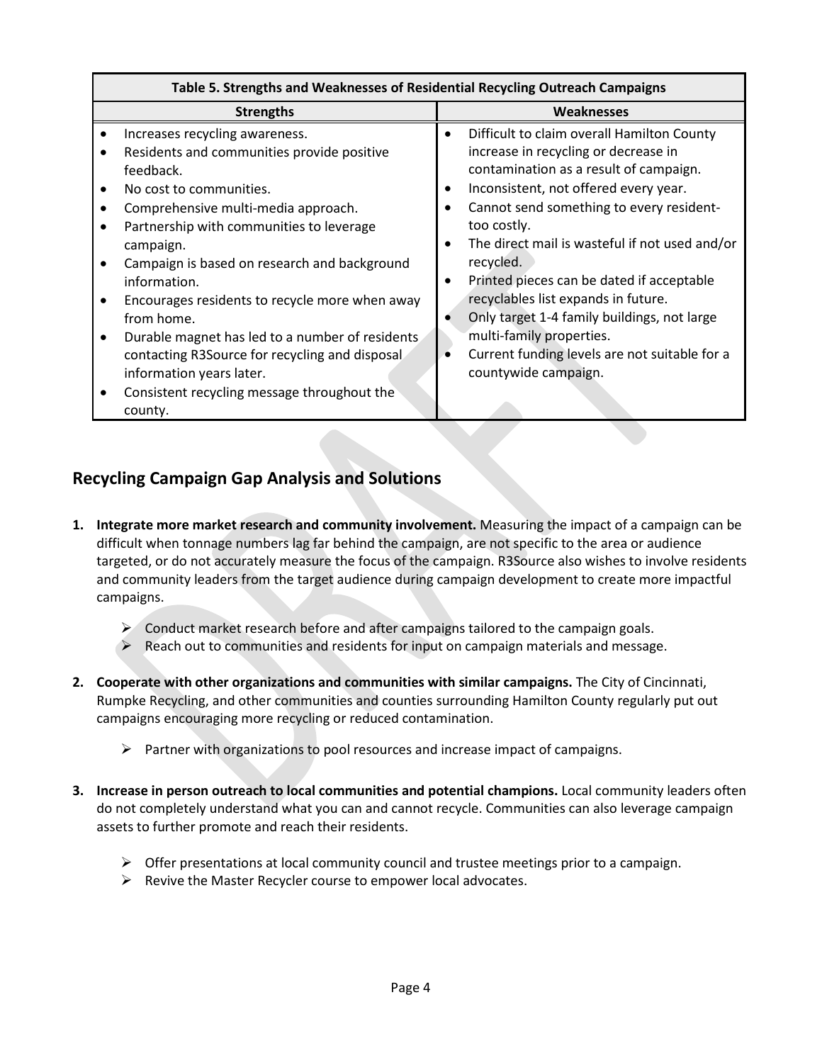| Table 5. Strengths and Weaknesses of Residential Recycling Outreach Campaigns | |
|---|---|
| **Strengths** | **Weaknesses** |
| • Increases recycling awareness.<br>• Residents and communities provide positive feedback.<br>• No cost to communities.<br>• Comprehensive multi-media approach.<br>• Partnership with communities to leverage campaign.<br>• Campaign is based on research and background information.<br>• Encourages residents to recycle more when away from home.<br>• Durable magnet has led to a number of residents contacting R3Source for recycling and disposal information years later.<br>• Consistent recycling message throughout the county. | • Difficult to claim overall Hamilton County increase in recycling or decrease in contamination as a result of campaign.<br>• Inconsistent, not offered every year.<br>• Cannot send something to every resident- too costly.<br>• The direct mail is wasteful if not used and/or recycled.<br>• Printed pieces can be dated if acceptable recyclables list expands in future.<br>• Only target 1-4 family buildings, not large multi-family properties.<br>• Current funding levels are not suitable for a countywide campaign. |

## Recycling Campaign Gap Analysis and Solutions

1. **Integrate more market research and community involvement.** Measuring the impact of a campaign can be difficult when tonnage numbers lag far behind the campaign, are not specific to the area or audience targeted, or do not accurately measure the focus of the campaign. R3Source also wishes to involve residents and community leaders from the target audience during campaign development to create more impactful campaigns.
   - Conduct market research before and after campaigns tailored to the campaign goals.
   - Reach out to communities and residents for input on campaign materials and message.

2. **Cooperate with other organizations and communities with similar campaigns.** The City of Cincinnati, Rumpke Recycling, and other communities and counties surrounding Hamilton County regularly put out campaigns encouraging more recycling or reduced contamination.
   - Partner with organizations to pool resources and increase impact of campaigns.

3. **Increase in person outreach to local communities and potential champions.** Local community leaders often do not completely understand what you can and cannot recycle. Communities can also leverage campaign assets to further promote and reach their residents.
   - Offer presentations at local community council and trustee meetings prior to a campaign.
   - Revive the Master Recycler course to empower local advocates.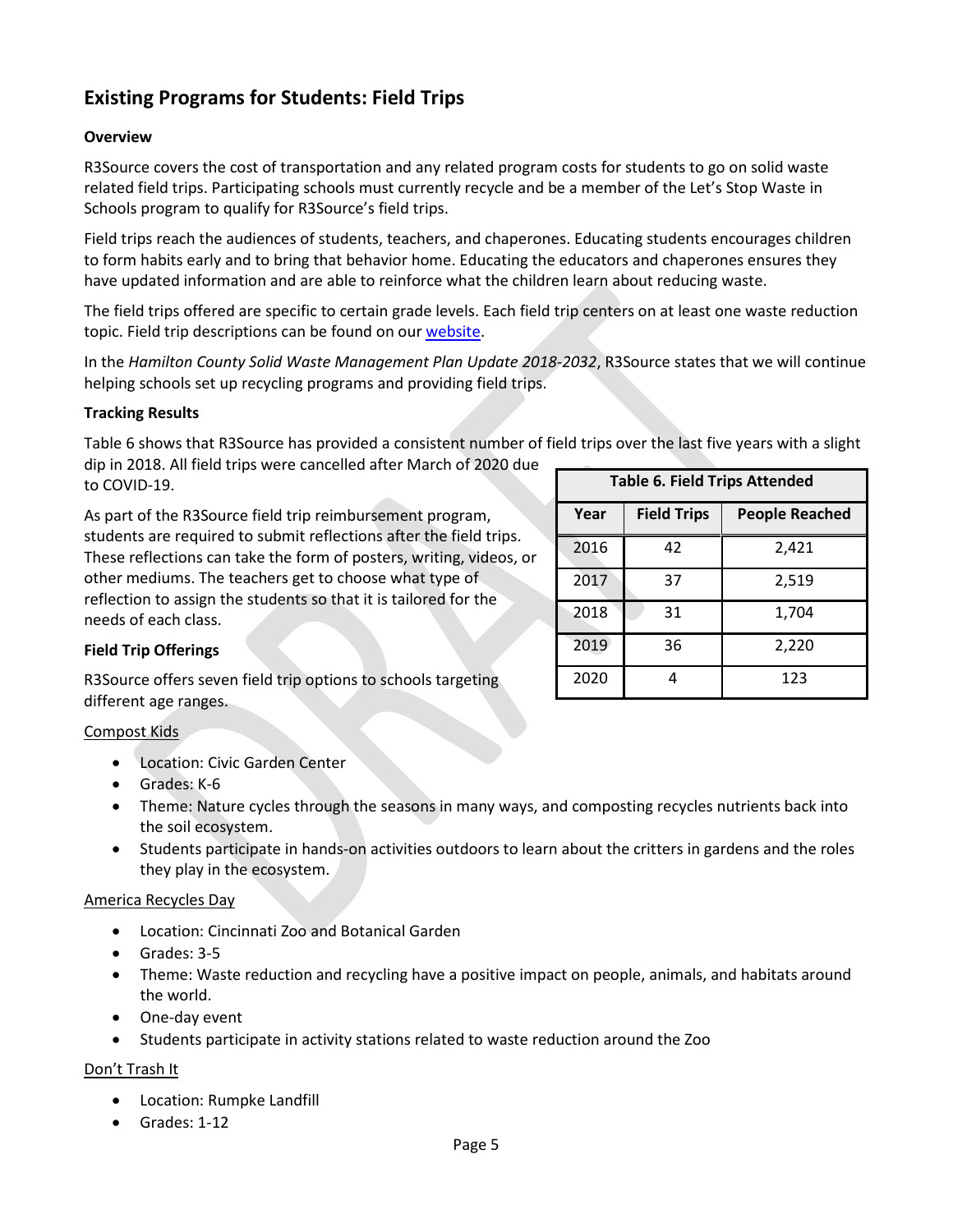## Existing Programs for Students: Field Trips

**Overview**

R3Source covers the cost of transportation and any related program costs for students to go on solid waste related field trips. Participating schools must currently recycle and be a member of the Let's Stop Waste in Schools program to qualify for R3Source's field trips.

Field trips reach the audiences of students, teachers, and chaperones. Educating students encourages children to form habits early and to bring that behavior home. Educating the educators and chaperones ensures they have updated information and are able to reinforce what the children learn about reducing waste.

The field trips offered are specific to certain grade levels. Each field trip centers on at least one waste reduction topic. Field trip descriptions can be found on our website.

In the *Hamilton County Solid Waste Management Plan Update 2018-2032*, R3Source states that we will continue helping schools set up recycling programs and providing field trips.

**Tracking Results**

Table 6 shows that R3Source has provided a consistent number of field trips over the last five years with a slight dip in 2018. All field trips were cancelled after March of 2020 due to COVID-19.

**Table 6. Field Trips Attended**

| Year | Field Trips | People Reached |
|---|---|---|
| 2016 | 42 | 2,421 |
| 2017 | 37 | 2,519 |
| 2018 | 31 | 1,704 |
| 2019 | 36 | 2,220 |
| 2020 | 4 | 123 |

As part of the R3Source field trip reimbursement program, students are required to submit reflections after the field trips. These reflections can take the form of posters, writing, videos, or other mediums. The teachers get to choose what type of reflection to assign the students so that it is tailored for the needs of each class.

**Field Trip Offerings**

R3Source offers seven field trip options to schools targeting different age ranges.

Compost Kids

- Location: Civic Garden Center
- Grades: K-6
- Theme: Nature cycles through the seasons in many ways, and composting recycles nutrients back into the soil ecosystem.
- Students participate in hands-on activities outdoors to learn about the critters in gardens and the roles they play in the ecosystem.

America Recycles Day

- Location: Cincinnati Zoo and Botanical Garden
- Grades: 3-5
- Theme: Waste reduction and recycling have a positive impact on people, animals, and habitats around the world.
- One-day event
- Students participate in activity stations related to waste reduction around the Zoo

Don't Trash It

- Location: Rumpke Landfill
- Grades: 1-12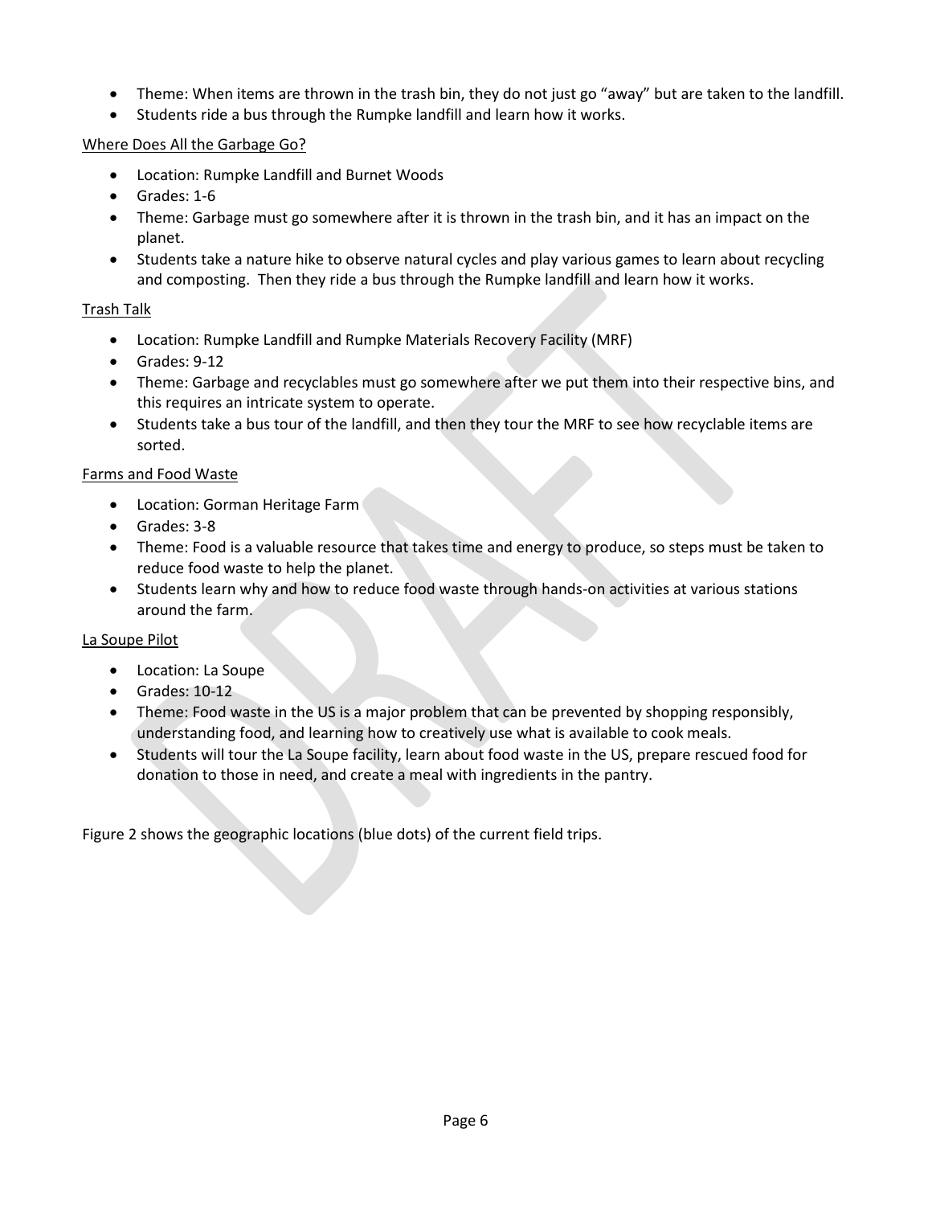- Theme: When items are thrown in the trash bin, they do not just go "away" but are taken to the landfill.
- Students ride a bus through the Rumpke landfill and learn how it works.

Where Does All the Garbage Go?

- Location: Rumpke Landfill and Burnet Woods
- Grades: 1-6
- Theme: Garbage must go somewhere after it is thrown in the trash bin, and it has an impact on the planet.
- Students take a nature hike to observe natural cycles and play various games to learn about recycling and composting. Then they ride a bus through the Rumpke landfill and learn how it works.

Trash Talk

- Location: Rumpke Landfill and Rumpke Materials Recovery Facility (MRF)
- Grades: 9-12
- Theme: Garbage and recyclables must go somewhere after we put them into their respective bins, and this requires an intricate system to operate.
- Students take a bus tour of the landfill, and then they tour the MRF to see how recyclable items are sorted.

Farms and Food Waste

- Location: Gorman Heritage Farm
- Grades: 3-8
- Theme: Food is a valuable resource that takes time and energy to produce, so steps must be taken to reduce food waste to help the planet.
- Students learn why and how to reduce food waste through hands-on activities at various stations around the farm.

La Soupe Pilot

- Location: La Soupe
- Grades: 10-12
- Theme: Food waste in the US is a major problem that can be prevented by shopping responsibly, understanding food, and learning how to creatively use what is available to cook meals.
- Students will tour the La Soupe facility, learn about food waste in the US, prepare rescued food for donation to those in need, and create a meal with ingredients in the pantry.

Figure 2 shows the geographic locations (blue dots) of the current field trips.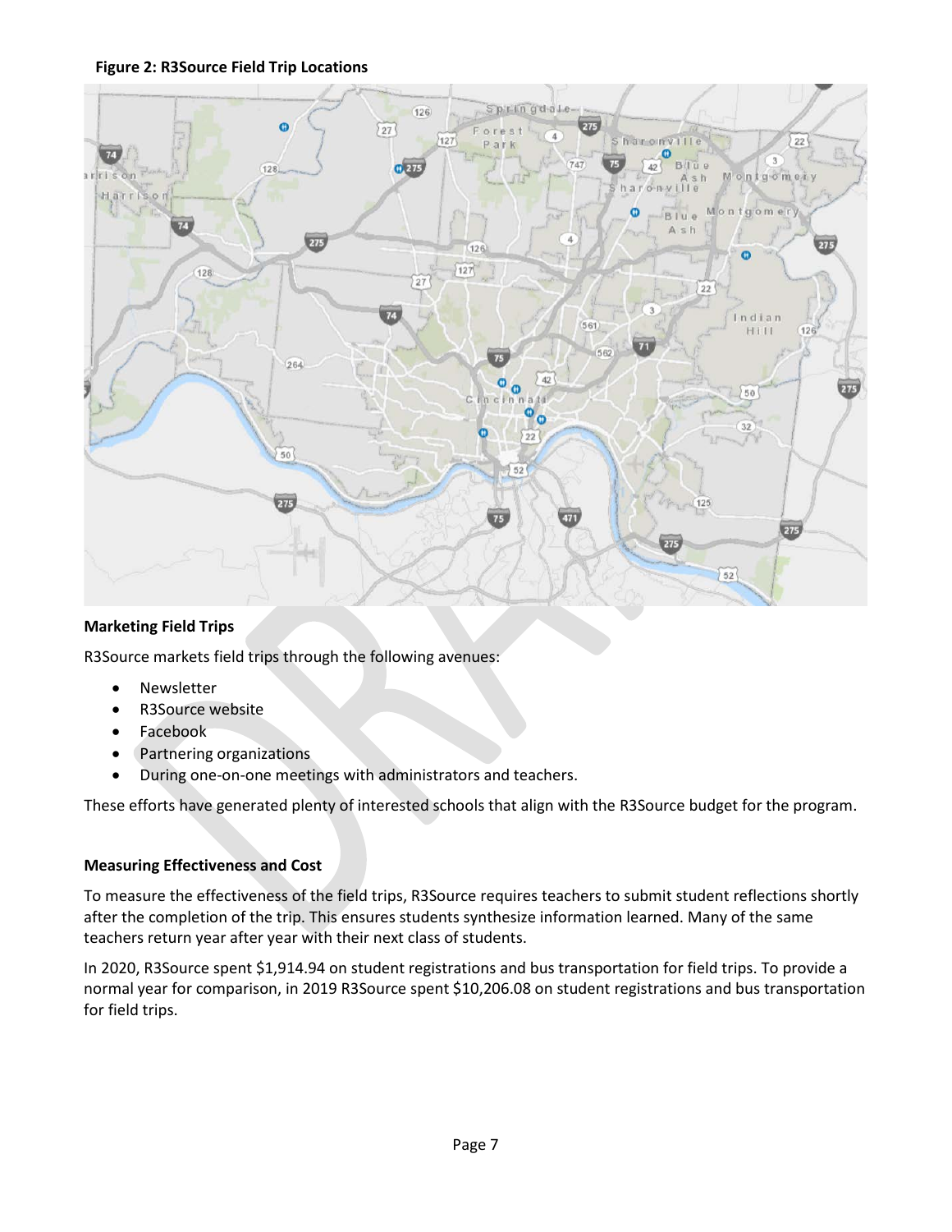**Figure 2: R3Source Field Trip Locations**

**Marketing Field Trips**

R3Source markets field trips through the following avenues:

- Newsletter
- R3Source website
- Facebook
- Partnering organizations
- During one-on-one meetings with administrators and teachers.

These efforts have generated plenty of interested schools that align with the R3Source budget for the program.

**Measuring Effectiveness and Cost**

To measure the effectiveness of the field trips, R3Source requires teachers to submit student reflections shortly after the completion of the trip. This ensures students synthesize information learned. Many of the same teachers return year after year with their next class of students.

In 2020, R3Source spent $1,914.94 on student registrations and bus transportation for field trips. To provide a normal year for comparison, in 2019 R3Source spent $10,206.08 on student registrations and bus transportation for field trips.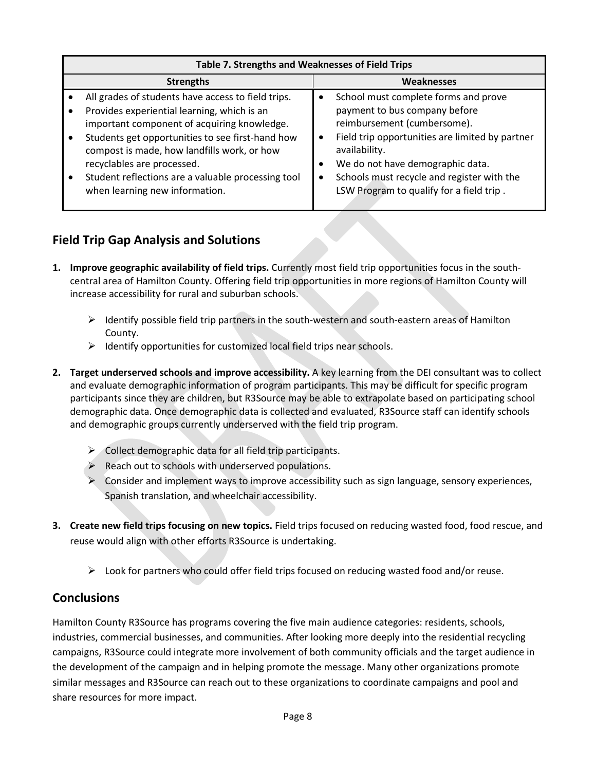| Table 7. Strengths and Weaknesses of Field Trips | |
|---|---|
| **Strengths** | **Weaknesses** |
| • All grades of students have access to field trips.<br>• Provides experiential learning, which is an important component of acquiring knowledge.<br>• Students get opportunities to see first-hand how compost is made, how landfills work, or how recyclables are processed.<br>• Student reflections are a valuable processing tool when learning new information. | • School must complete forms and prove payment to bus company before reimbursement (cumbersome).<br>• Field trip opportunities are limited by partner availability.<br>• We do not have demographic data.<br>• Schools must recycle and register with the LSW Program to qualify for a field trip . |

## Field Trip Gap Analysis and Solutions

1. **Improve geographic availability of field trips.** Currently most field trip opportunities focus in the south-central area of Hamilton County. Offering field trip opportunities in more regions of Hamilton County will increase accessibility for rural and suburban schools.

    - Identify possible field trip partners in the south-western and south-eastern areas of Hamilton County.
    - Identify opportunities for customized local field trips near schools.

2. **Target underserved schools and improve accessibility.** A key learning from the DEI consultant was to collect and evaluate demographic information of program participants. This may be difficult for specific program participants since they are children, but R3Source may be able to extrapolate based on participating school demographic data. Once demographic data is collected and evaluated, R3Source staff can identify schools and demographic groups currently underserved with the field trip program.

    - Collect demographic data for all field trip participants.
    - Reach out to schools with underserved populations.
    - Consider and implement ways to improve accessibility such as sign language, sensory experiences, Spanish translation, and wheelchair accessibility.

3. **Create new field trips focusing on new topics.** Field trips focused on reducing wasted food, food rescue, and reuse would align with other efforts R3Source is undertaking.

    - Look for partners who could offer field trips focused on reducing wasted food and/or reuse.

## Conclusions

Hamilton County R3Source has programs covering the five main audience categories: residents, schools, industries, commercial businesses, and communities. After looking more deeply into the residential recycling campaigns, R3Source could integrate more involvement of both community officials and the target audience in the development of the campaign and in helping promote the message. Many other organizations promote similar messages and R3Source can reach out to these organizations to coordinate campaigns and pool and share resources for more impact.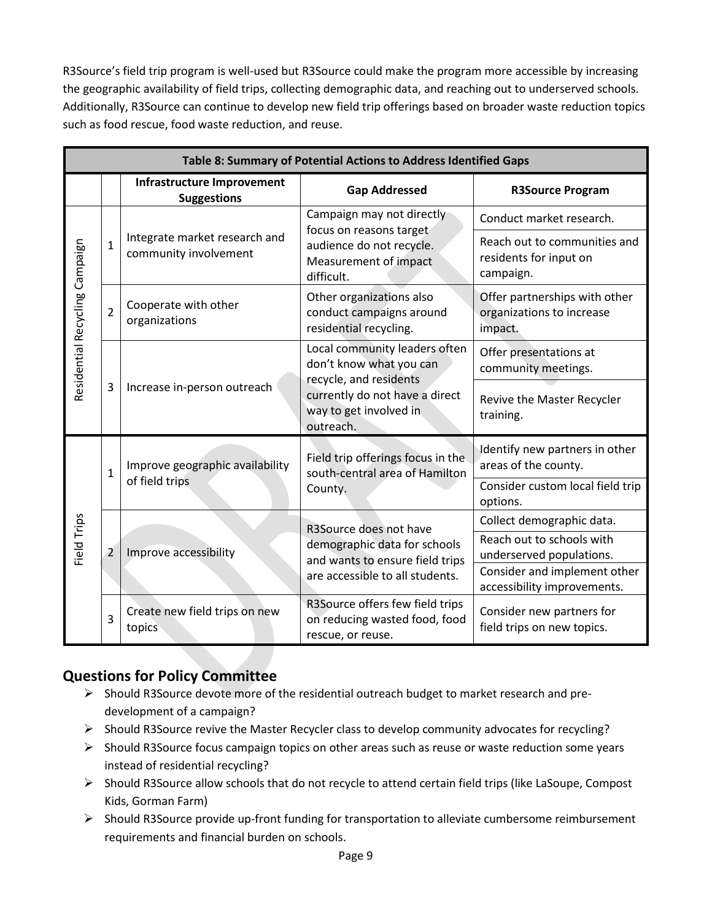R3Source's field trip program is well-used but R3Source could make the program more accessible by increasing the geographic availability of field trips, collecting demographic data, and reaching out to underserved schools. Additionally, R3Source can continue to develop new field trip offerings based on broader waste reduction topics such as food rescue, food waste reduction, and reuse.

| Table 8: Summary of Potential Actions to Address Identified Gaps | | | | |
|---|---|---|---|---|
| | | **Infrastructure Improvement Suggestions** | **Gap Addressed** | **R3Source Program** |
| Residential Recycling Campaign | 1 | Integrate market research and community involvement | Campaign may not directly focus on reasons target audience do not recycle. Measurement of impact difficult. | Conduct market research. |
| | | | | Reach out to communities and residents for input on campaign. |
| | 2 | Cooperate with other organizations | Other organizations also conduct campaigns around residential recycling. | Offer partnerships with other organizations to increase impact. |
| | 3 | Increase in-person outreach | Local community leaders often don't know what you can recycle, and residents currently do not have a direct way to get involved in outreach. | Offer presentations at community meetings. |
| | | | | Revive the Master Recycler training. |
| Field Trips | 1 | Improve geographic availability of field trips | Field trip offerings focus in the south-central area of Hamilton County. | Identify new partners in other areas of the county. |
| | | | | Consider custom local field trip options. |
| | 2 | Improve accessibility | R3Source does not have demographic data for schools and wants to ensure field trips are accessible to all students. | Collect demographic data. |
| | | | | Reach out to schools with underserved populations. |
| | | | | Consider and implement other accessibility improvements. |
| | 3 | Create new field trips on new topics | R3Source offers few field trips on reducing wasted food, food rescue, or reuse. | Consider new partners for field trips on new topics. |

## Questions for Policy Committee

- Should R3Source devote more of the residential outreach budget to market research and pre-development of a campaign?
- Should R3Source revive the Master Recycler class to develop community advocates for recycling?
- Should R3Source focus campaign topics on other areas such as reuse or waste reduction some years instead of residential recycling?
- Should R3Source allow schools that do not recycle to attend certain field trips (like LaSoupe, Compost Kids, Gorman Farm)
- Should R3Source provide up-front funding for transportation to alleviate cumbersome reimbursement requirements and financial burden on schools.